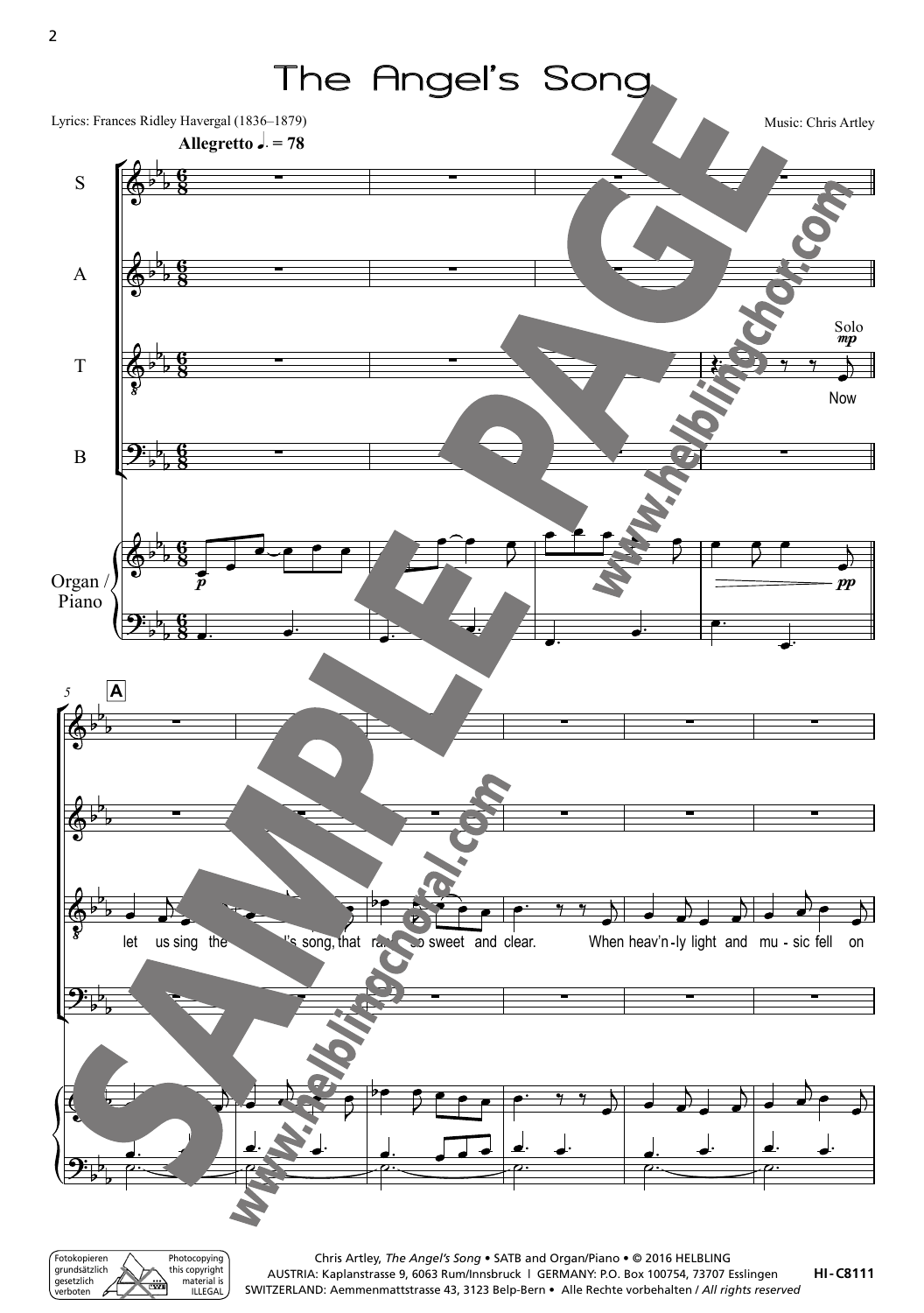# The Angel's Song

Lyrics: Frances Ridley Havergal (1836–1879)

Music: Chris Artley

**Allegretto** ♩. = 78

S

A

T

B

Organ / Piano

Solo *mp*

Now

**A**

let us sing the angel's song, that rang so sweet and clear. When heav'n-ly light and mu-sic fell on

Chris Artley, *The Angel's Song* • SATB and Organ/Piano • © 2016 HELBLING
AUSTRIA: Kaplanstrasse 9, 6063 Rum/Innsbruck | GERMANY: P.O. Box 100754, 73707 Esslingen
SWITZERLAND: Aemmenmattstrasse 43, 3123 Belp-Bern • Alle Rechte vorbehalten / *All rights reserved*

HI-C8111

Fotokopieren grundsätzlich gesetzlich verboten

Photocopying this copyright material is ILLEGAL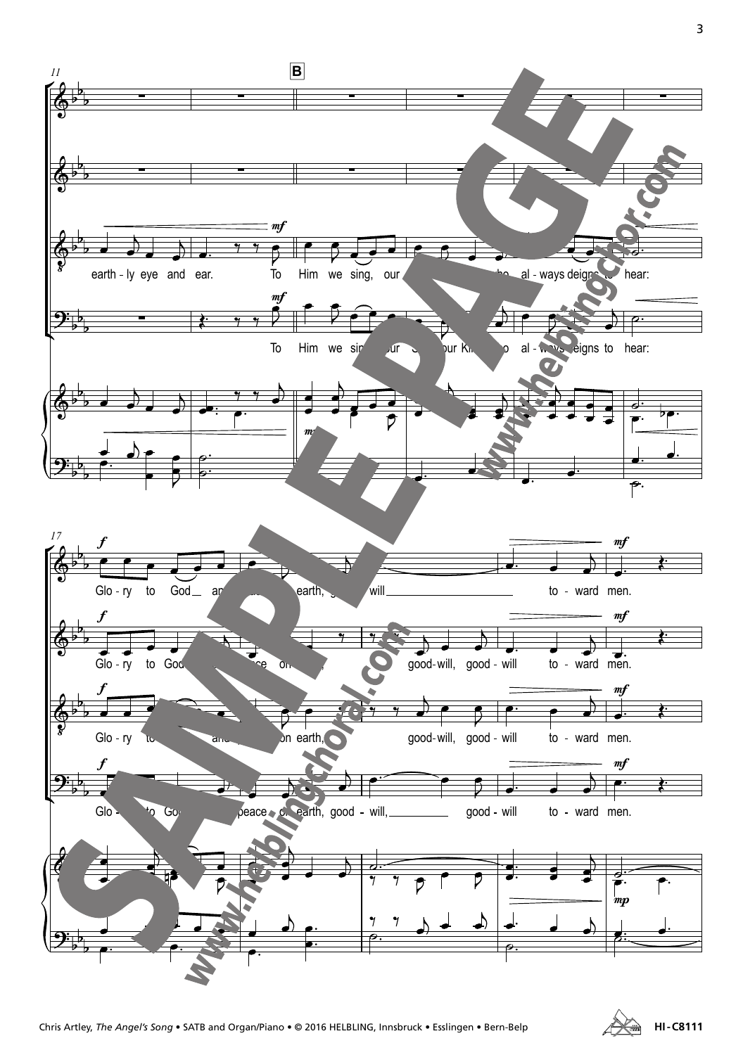**B**

earth - ly eye and ear. To Him we sing, our ... who al - ways deigns to hear:

To Him we sing, our ... our King who al - ways deigns to hear:

Glo - ry to God and ... earth, good - will to - ward men.

Glo - ry to God ... peace on ... good - will, good - will to - ward men.

Glo - ry to ... and ... on earth, good - will, good - will to - ward men.

Glo - ry to God ... peace on earth, good - will, good - will to - ward men.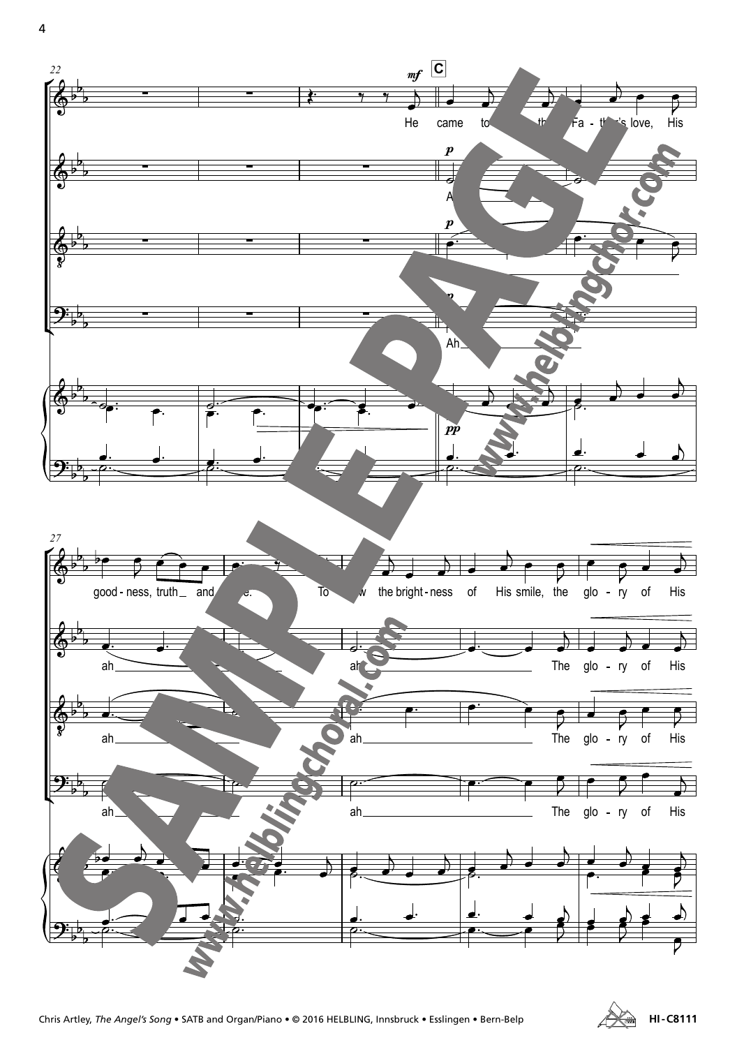22

*mf* **C**

He came to ... the Fa - ther's love, His

*p* Ah

*p* Ah

*pp*

27

good - ness, truth and ... e. To ... w the bright - ness of His smile, the glo - ry of His

ah ah The glo - ry of His

ah ah The glo - ry of His

ah ah The glo - ry of His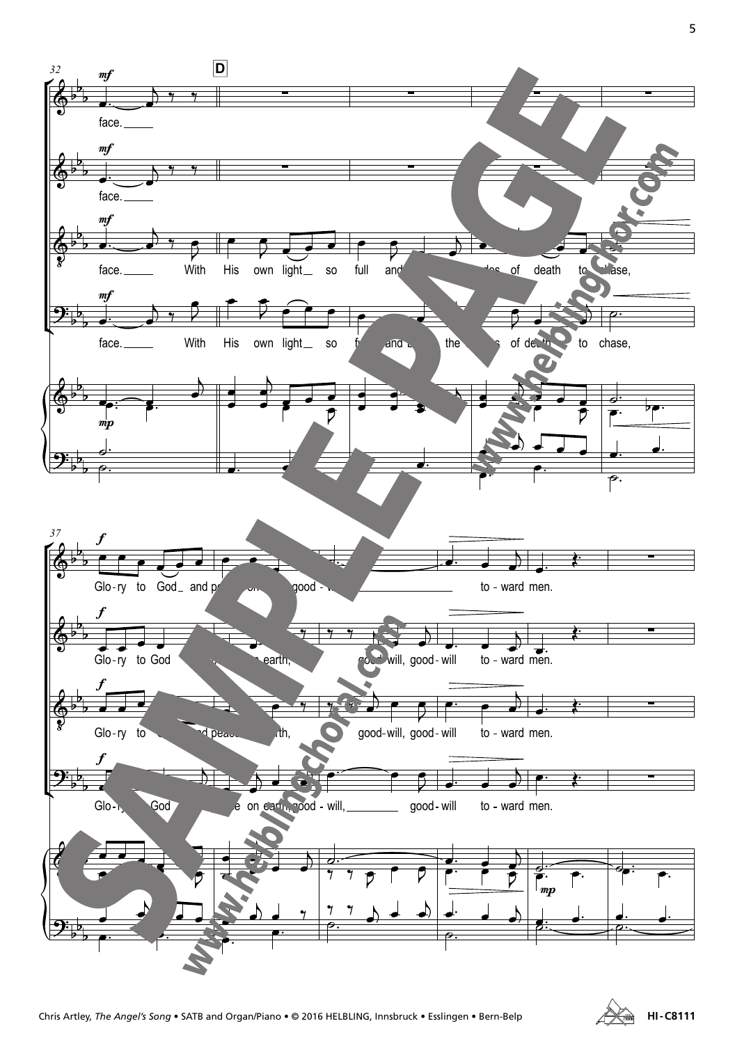Chris Artley, *The Angel's Song* • SATB and Organ/Piano • © 2016 HELBLING, Innsbruck • Esslingen • Bern-Belp

HI-C8111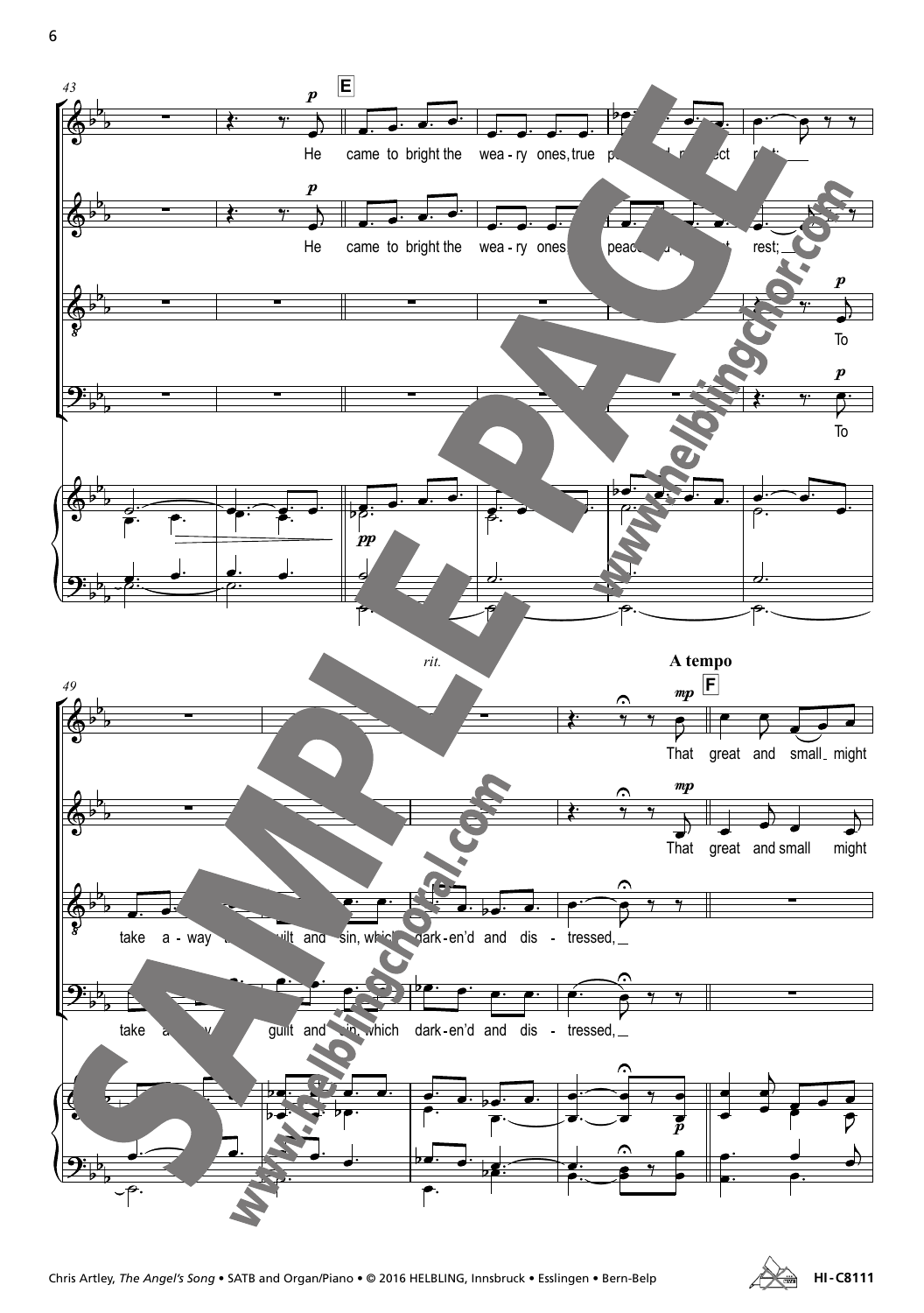43

**E**

He came to bright the wea - ry ones, true peace and perfect rest;

He came to bright the wea - ry ones, true peace and perfect rest;

To

To

49

*rit.*

**A tempo**

**F**

That great and small might

That great and small might

take a - way the guilt and sin, which dark - en'd and dis - tressed,

take a - way the guilt and sin, which dark - en'd and dis - tressed,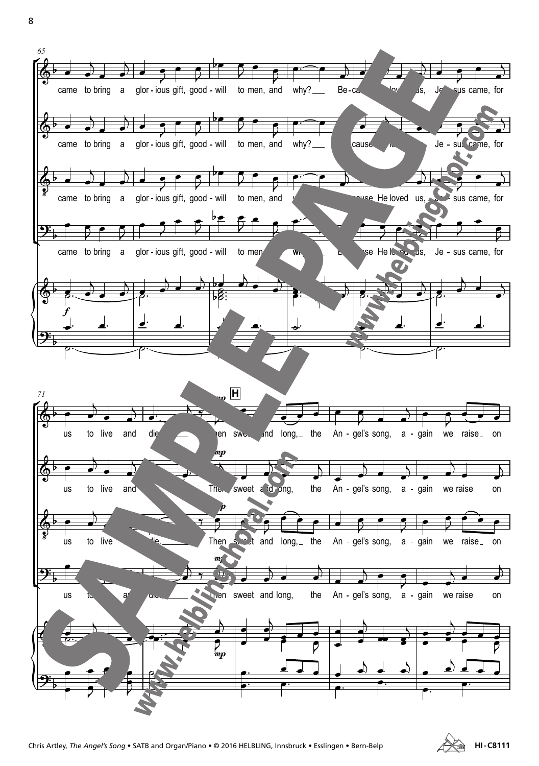came to bring a glor - ious gift, good - will to men, and why? Be - cause He loved us, Je - sus came, for

us to live and die. Then sweet and long, the An - gel's song, a - gain we raise on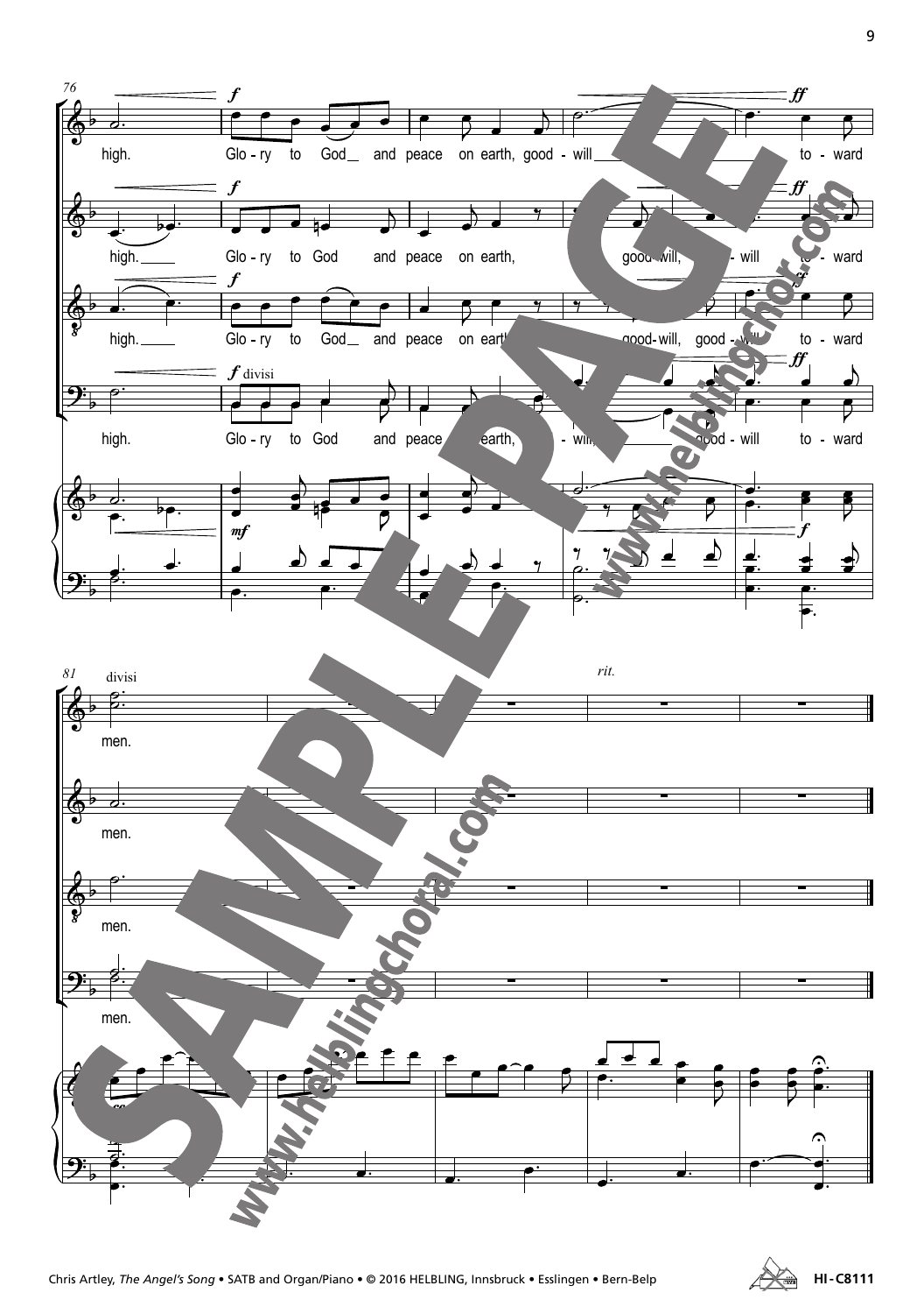76

*f* *ff*

high. Glo - ry to God and peace on earth, good - will to - ward

high. Glo - ry to God and peace on earth, good-will, - will to - ward

high. Glo - ry to God and peace on earth, good-will, good - will to - ward

*f* divisi

high. Glo - ry to God and peace on earth, - will, good - will to - ward

*mf* *f*

81 divisi *rit.*

men.

men.

men.

men.

SAMPLE PAGE

www.helblingchoral.com

www.helblingchor.com

Chris Artley, *The Angel's Song* • SATB and Organ/Piano • © 2016 HELBLING, Innsbruck • Esslingen • Bern-Belp

HI-C8111